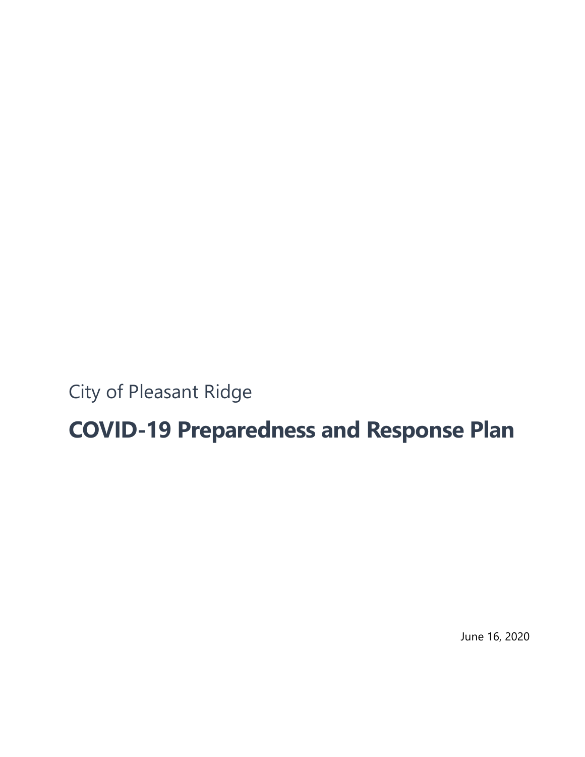City of Pleasant Ridge

# COVID-19 Preparedness and Response Plan

June 16, 2020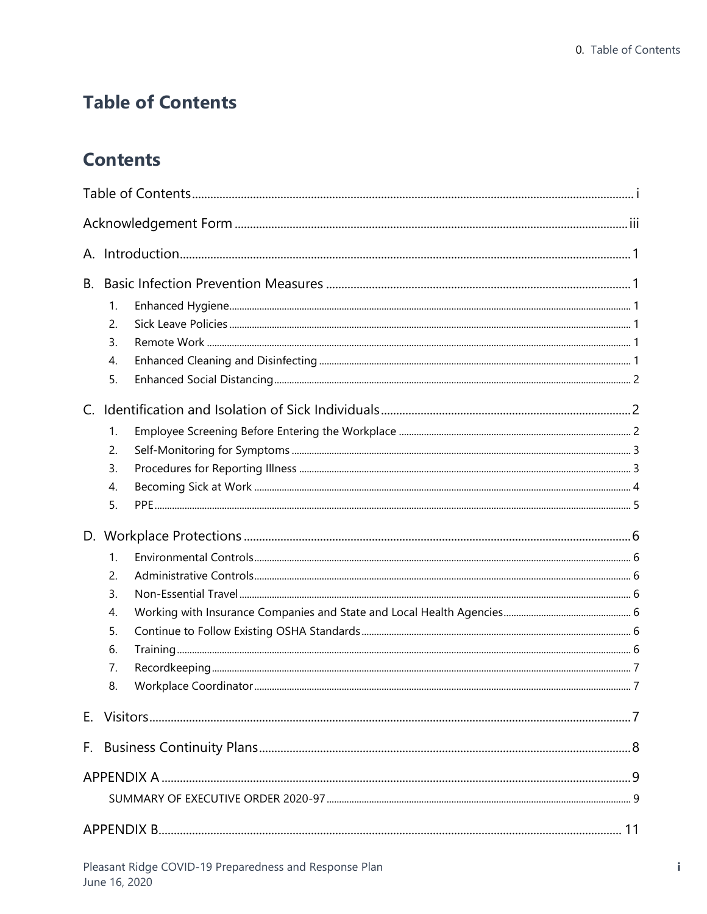# Table of Contents

## Contents

Table of Contents ........ i

Acknowledgement Form ........ iii

A. Introduction ........ 1

B. Basic Infection Prevention Measures ........ 1

1. Enhanced Hygiene ........ 1
2. Sick Leave Policies ........ 1
3. Remote Work ........ 1
4. Enhanced Cleaning and Disinfecting ........ 1
5. Enhanced Social Distancing ........ 2

C. Identification and Isolation of Sick Individuals ........ 2

1. Employee Screening Before Entering the Workplace ........ 2
2. Self-Monitoring for Symptoms ........ 3
3. Procedures for Reporting Illness ........ 3
4. Becoming Sick at Work ........ 4
5. PPE ........ 5

D. Workplace Protections ........ 6

1. Environmental Controls ........ 6
2. Administrative Controls ........ 6
3. Non-Essential Travel ........ 6
4. Working with Insurance Companies and State and Local Health Agencies ........ 6
5. Continue to Follow Existing OSHA Standards ........ 6
6. Training ........ 6
7. Recordkeeping ........ 7
8. Workplace Coordinator ........ 7

E. Visitors ........ 7

F. Business Continuity Plans ........ 8

APPENDIX A ........ 9

SUMMARY OF EXECUTIVE ORDER 2020-97 ........ 9

APPENDIX B ........ 11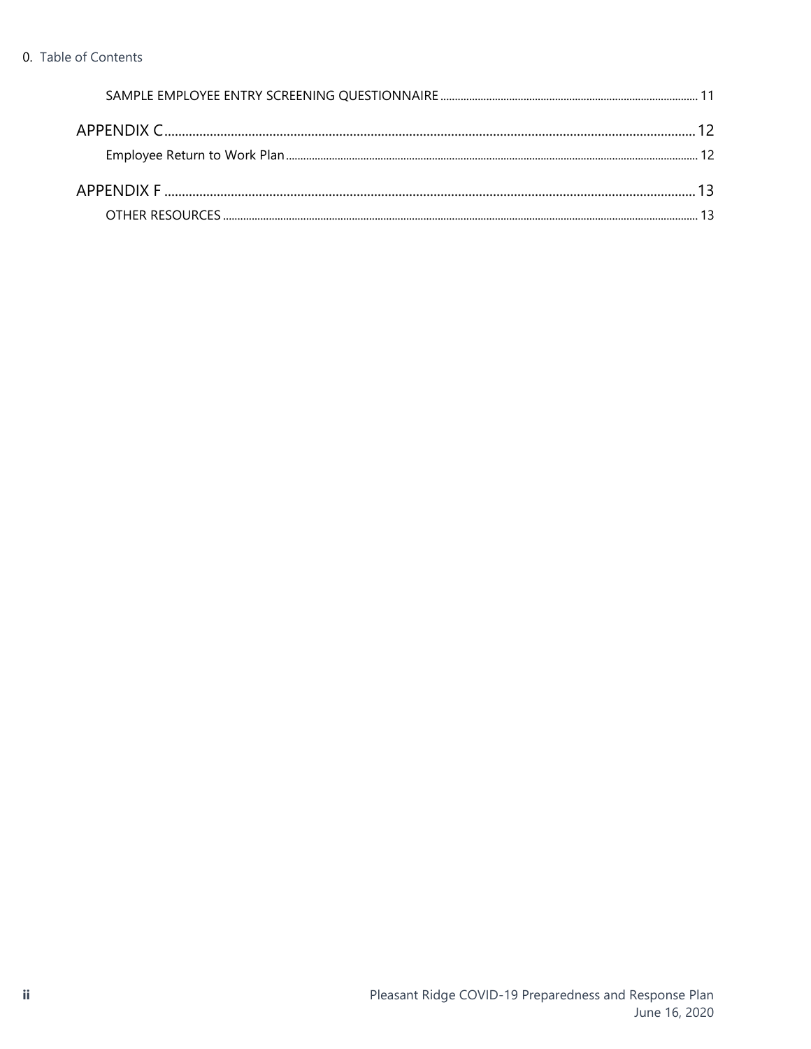SAMPLE EMPLOYEE ENTRY SCREENING QUESTIONNAIRE ..... 11

APPENDIX C ..... 12

Employee Return to Work Plan ..... 12

APPENDIX F ..... 13

OTHER RESOURCES ..... 13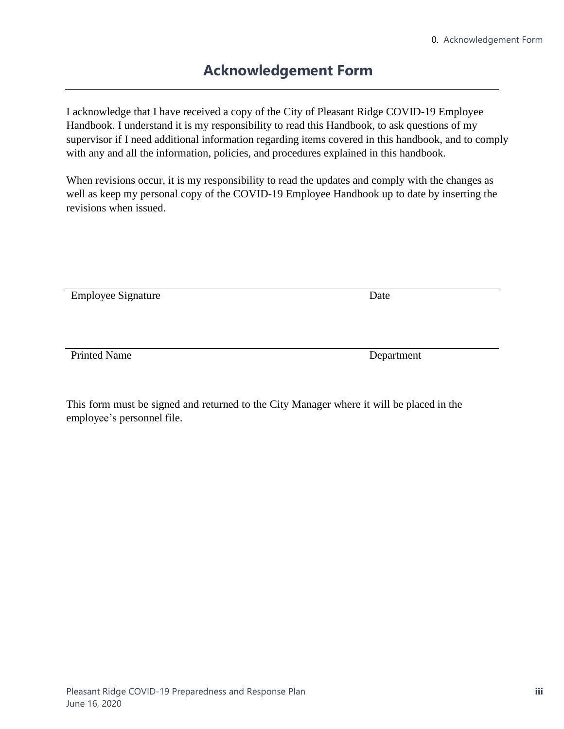# Acknowledgement Form

I acknowledge that I have received a copy of the City of Pleasant Ridge COVID-19 Employee Handbook. I understand it is my responsibility to read this Handbook, to ask questions of my supervisor if I need additional information regarding items covered in this handbook, and to comply with any and all the information, policies, and procedures explained in this handbook.

When revisions occur, it is my responsibility to read the updates and comply with the changes as well as keep my personal copy of the COVID-19 Employee Handbook up to date by inserting the revisions when issued.

Employee Signature                                        Date

Printed Name                                        Department

This form must be signed and returned to the City Manager where it will be placed in the employee's personnel file.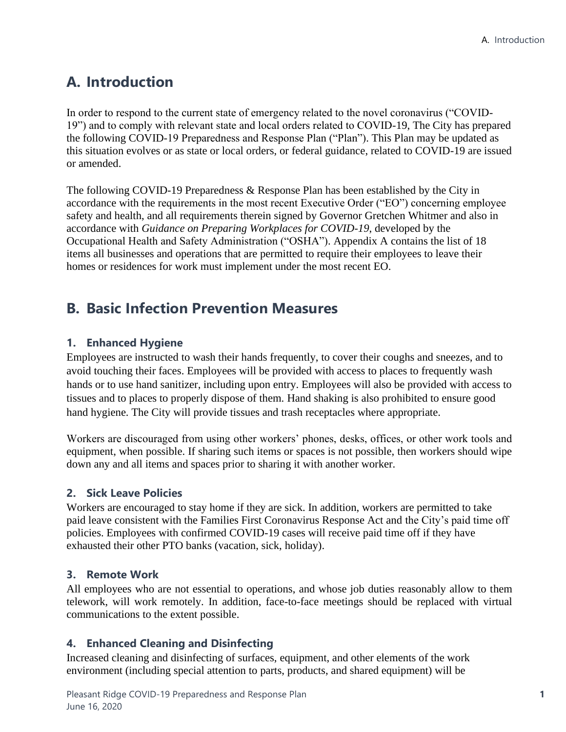# A. Introduction

In order to respond to the current state of emergency related to the novel coronavirus ("COVID-19") and to comply with relevant state and local orders related to COVID-19, The City has prepared the following COVID-19 Preparedness and Response Plan ("Plan"). This Plan may be updated as this situation evolves or as state or local orders, or federal guidance, related to COVID-19 are issued or amended.

The following COVID-19 Preparedness & Response Plan has been established by the City in accordance with the requirements in the most recent Executive Order ("EO") concerning employee safety and health, and all requirements therein signed by Governor Gretchen Whitmer and also in accordance with *Guidance on Preparing Workplaces for COVID-19*, developed by the Occupational Health and Safety Administration ("OSHA"). Appendix A contains the list of 18 items all businesses and operations that are permitted to require their employees to leave their homes or residences for work must implement under the most recent EO.

# B. Basic Infection Prevention Measures

### 1. Enhanced Hygiene

Employees are instructed to wash their hands frequently, to cover their coughs and sneezes, and to avoid touching their faces. Employees will be provided with access to places to frequently wash hands or to use hand sanitizer, including upon entry. Employees will also be provided with access to tissues and to places to properly dispose of them. Hand shaking is also prohibited to ensure good hand hygiene. The City will provide tissues and trash receptacles where appropriate.

Workers are discouraged from using other workers' phones, desks, offices, or other work tools and equipment, when possible. If sharing such items or spaces is not possible, then workers should wipe down any and all items and spaces prior to sharing it with another worker.

### 2. Sick Leave Policies

Workers are encouraged to stay home if they are sick. In addition, workers are permitted to take paid leave consistent with the Families First Coronavirus Response Act and the City's paid time off policies. Employees with confirmed COVID-19 cases will receive paid time off if they have exhausted their other PTO banks (vacation, sick, holiday).

### 3. Remote Work

All employees who are not essential to operations, and whose job duties reasonably allow to them telework, will work remotely. In addition, face-to-face meetings should be replaced with virtual communications to the extent possible.

### 4. Enhanced Cleaning and Disinfecting

Increased cleaning and disinfecting of surfaces, equipment, and other elements of the work environment (including special attention to parts, products, and shared equipment) will be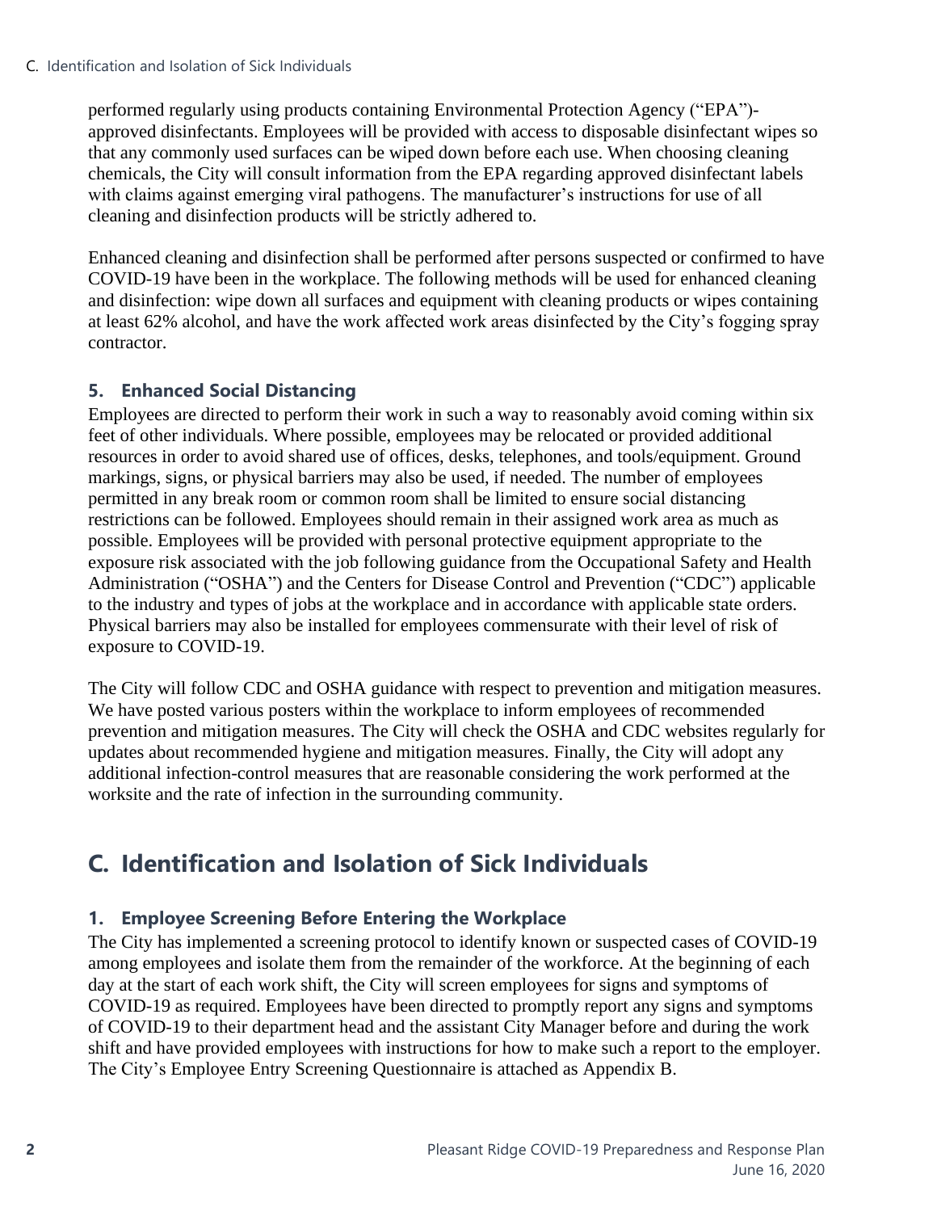performed regularly using products containing Environmental Protection Agency ("EPA")-approved disinfectants. Employees will be provided with access to disposable disinfectant wipes so that any commonly used surfaces can be wiped down before each use. When choosing cleaning chemicals, the City will consult information from the EPA regarding approved disinfectant labels with claims against emerging viral pathogens. The manufacturer's instructions for use of all cleaning and disinfection products will be strictly adhered to.

Enhanced cleaning and disinfection shall be performed after persons suspected or confirmed to have COVID-19 have been in the workplace. The following methods will be used for enhanced cleaning and disinfection: wipe down all surfaces and equipment with cleaning products or wipes containing at least 62% alcohol, and have the work affected work areas disinfected by the City's fogging spray contractor.

### 5. Enhanced Social Distancing

Employees are directed to perform their work in such a way to reasonably avoid coming within six feet of other individuals. Where possible, employees may be relocated or provided additional resources in order to avoid shared use of offices, desks, telephones, and tools/equipment. Ground markings, signs, or physical barriers may also be used, if needed. The number of employees permitted in any break room or common room shall be limited to ensure social distancing restrictions can be followed. Employees should remain in their assigned work area as much as possible. Employees will be provided with personal protective equipment appropriate to the exposure risk associated with the job following guidance from the Occupational Safety and Health Administration ("OSHA") and the Centers for Disease Control and Prevention ("CDC") applicable to the industry and types of jobs at the workplace and in accordance with applicable state orders. Physical barriers may also be installed for employees commensurate with their level of risk of exposure to COVID-19.

The City will follow CDC and OSHA guidance with respect to prevention and mitigation measures. We have posted various posters within the workplace to inform employees of recommended prevention and mitigation measures. The City will check the OSHA and CDC websites regularly for updates about recommended hygiene and mitigation measures. Finally, the City will adopt any additional infection-control measures that are reasonable considering the work performed at the worksite and the rate of infection in the surrounding community.

## C. Identification and Isolation of Sick Individuals

### 1. Employee Screening Before Entering the Workplace

The City has implemented a screening protocol to identify known or suspected cases of COVID-19 among employees and isolate them from the remainder of the workforce. At the beginning of each day at the start of each work shift, the City will screen employees for signs and symptoms of COVID-19 as required. Employees have been directed to promptly report any signs and symptoms of COVID-19 to their department head and the assistant City Manager before and during the work shift and have provided employees with instructions for how to make such a report to the employer. The City's Employee Entry Screening Questionnaire is attached as Appendix B.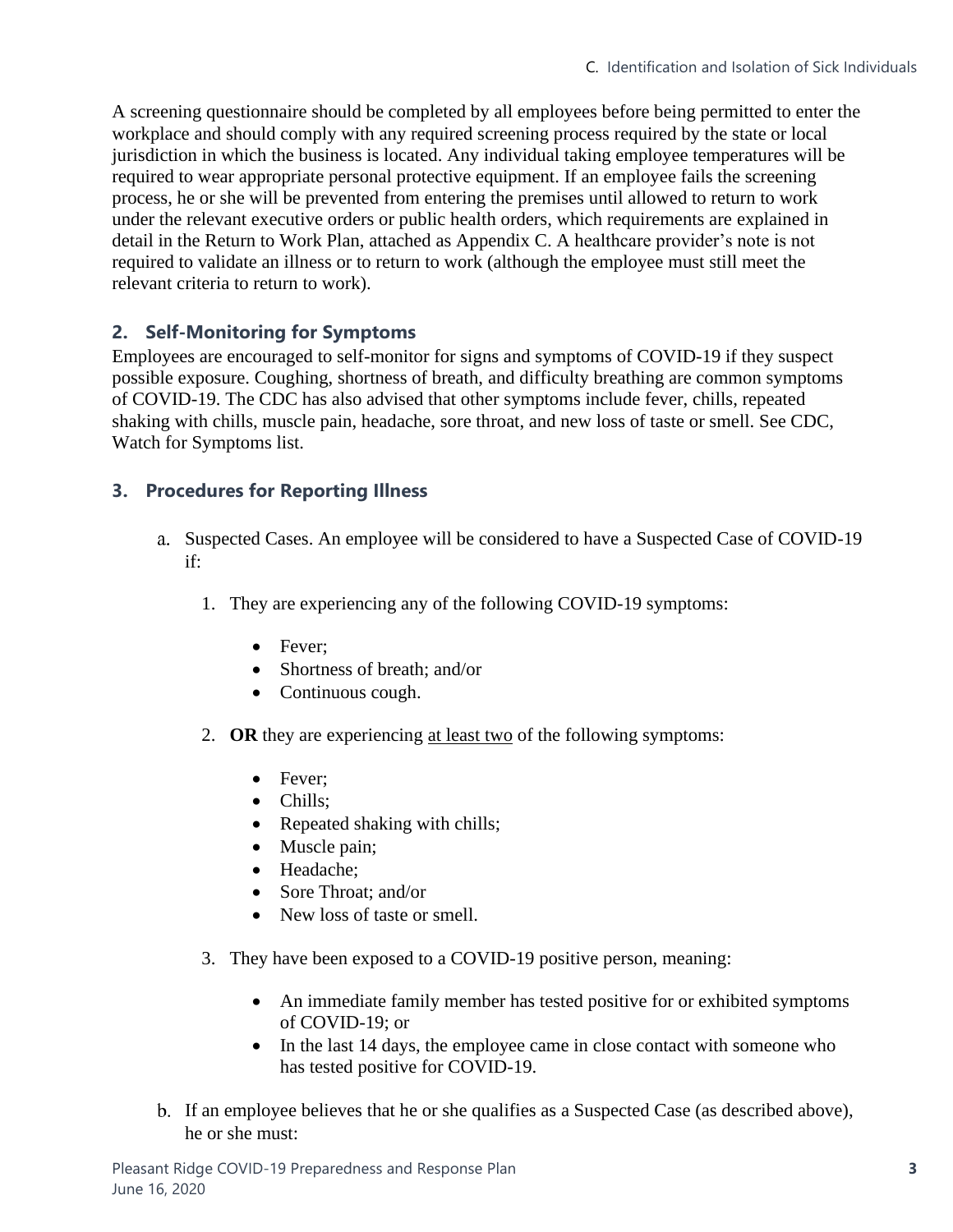A screening questionnaire should be completed by all employees before being permitted to enter the workplace and should comply with any required screening process required by the state or local jurisdiction in which the business is located. Any individual taking employee temperatures will be required to wear appropriate personal protective equipment. If an employee fails the screening process, he or she will be prevented from entering the premises until allowed to return to work under the relevant executive orders or public health orders, which requirements are explained in detail in the Return to Work Plan, attached as Appendix C. A healthcare provider's note is not required to validate an illness or to return to work (although the employee must still meet the relevant criteria to return to work).

### 2. Self-Monitoring for Symptoms

Employees are encouraged to self-monitor for signs and symptoms of COVID-19 if they suspect possible exposure. Coughing, shortness of breath, and difficulty breathing are common symptoms of COVID-19. The CDC has also advised that other symptoms include fever, chills, repeated shaking with chills, muscle pain, headache, sore throat, and new loss of taste or smell. See CDC, Watch for Symptoms list.

### 3. Procedures for Reporting Illness

a. Suspected Cases. An employee will be considered to have a Suspected Case of COVID-19 if:

   1. They are experiencing any of the following COVID-19 symptoms:

      - Fever;
      - Shortness of breath; and/or
      - Continuous cough.

   2. **OR** they are experiencing <u>at least two</u> of the following symptoms:

      - Fever;
      - Chills;
      - Repeated shaking with chills;
      - Muscle pain;
      - Headache;
      - Sore Throat; and/or
      - New loss of taste or smell.

   3. They have been exposed to a COVID-19 positive person, meaning:

      - An immediate family member has tested positive for or exhibited symptoms of COVID-19; or
      - In the last 14 days, the employee came in close contact with someone who has tested positive for COVID-19.

b. If an employee believes that he or she qualifies as a Suspected Case (as described above), he or she must: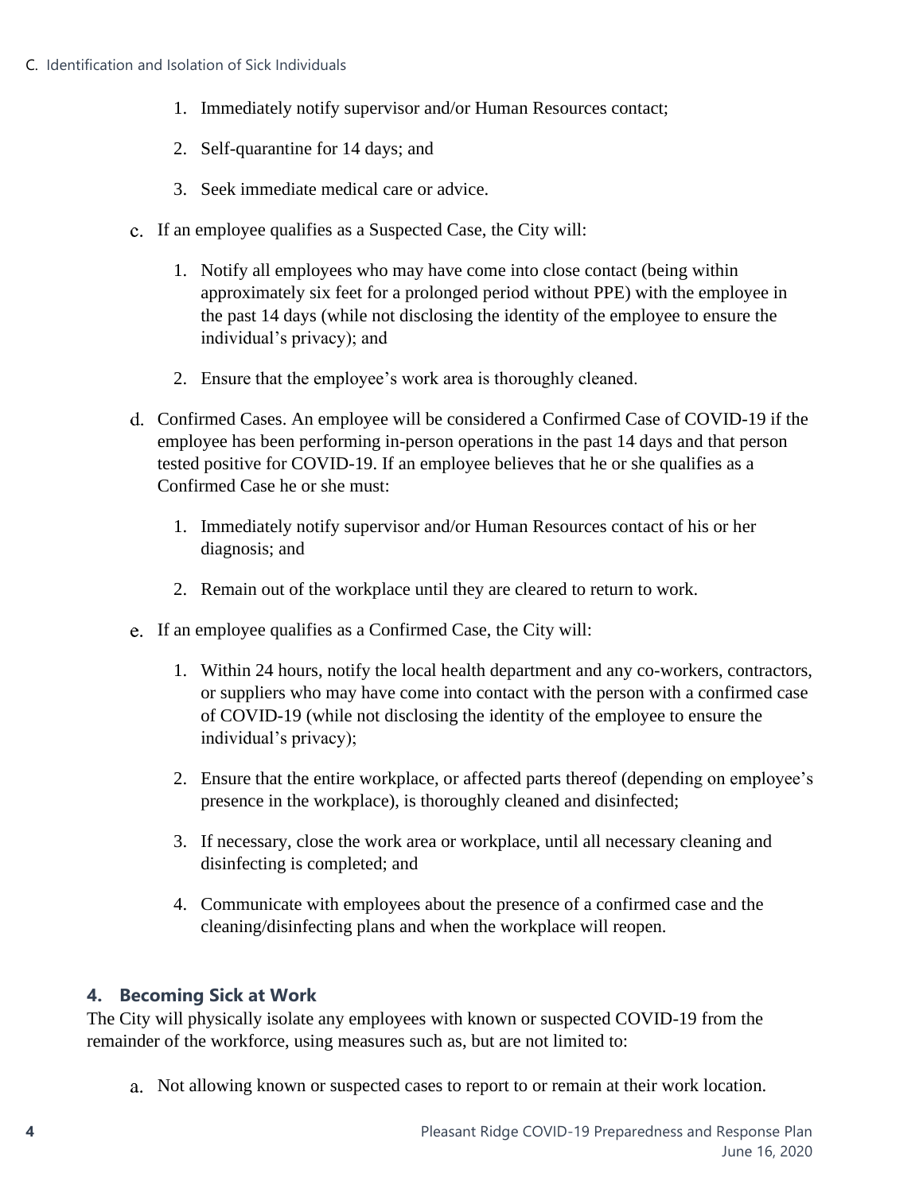1. Immediately notify supervisor and/or Human Resources contact;
2. Self-quarantine for 14 days; and
3. Seek immediate medical care or advice.

c. If an employee qualifies as a Suspected Case, the City will:

1. Notify all employees who may have come into close contact (being within approximately six feet for a prolonged period without PPE) with the employee in the past 14 days (while not disclosing the identity of the employee to ensure the individual's privacy); and
2. Ensure that the employee's work area is thoroughly cleaned.

d. Confirmed Cases. An employee will be considered a Confirmed Case of COVID-19 if the employee has been performing in-person operations in the past 14 days and that person tested positive for COVID-19. If an employee believes that he or she qualifies as a Confirmed Case he or she must:

1. Immediately notify supervisor and/or Human Resources contact of his or her diagnosis; and
2. Remain out of the workplace until they are cleared to return to work.

e. If an employee qualifies as a Confirmed Case, the City will:

1. Within 24 hours, notify the local health department and any co-workers, contractors, or suppliers who may have come into contact with the person with a confirmed case of COVID-19 (while not disclosing the identity of the employee to ensure the individual's privacy);
2. Ensure that the entire workplace, or affected parts thereof (depending on employee's presence in the workplace), is thoroughly cleaned and disinfected;
3. If necessary, close the work area or workplace, until all necessary cleaning and disinfecting is completed; and
4. Communicate with employees about the presence of a confirmed case and the cleaning/disinfecting plans and when the workplace will reopen.

### 4. Becoming Sick at Work

The City will physically isolate any employees with known or suspected COVID-19 from the remainder of the workforce, using measures such as, but are not limited to:

a. Not allowing known or suspected cases to report to or remain at their work location.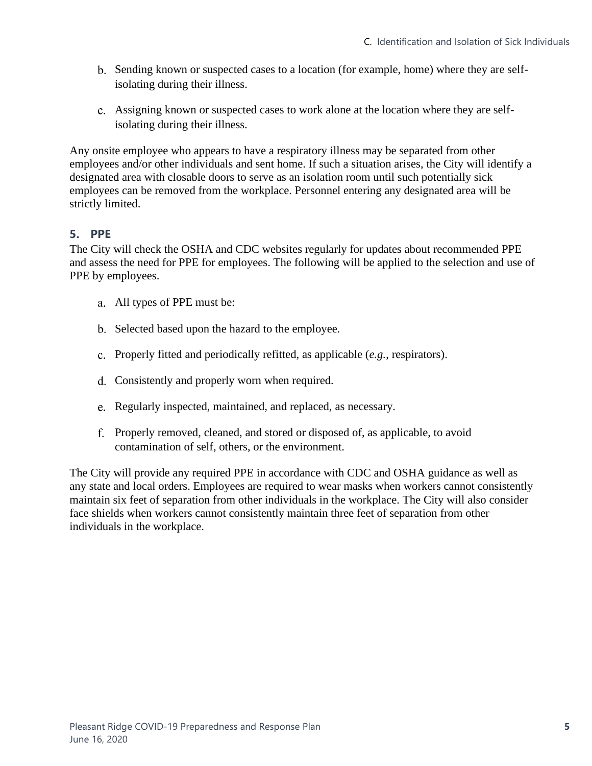b. Sending known or suspected cases to a location (for example, home) where they are self-isolating during their illness.

c. Assigning known or suspected cases to work alone at the location where they are self-isolating during their illness.

Any onsite employee who appears to have a respiratory illness may be separated from other employees and/or other individuals and sent home. If such a situation arises, the City will identify a designated area with closable doors to serve as an isolation room until such potentially sick employees can be removed from the workplace. Personnel entering any designated area will be strictly limited.

### 5. PPE

The City will check the OSHA and CDC websites regularly for updates about recommended PPE and assess the need for PPE for employees. The following will be applied to the selection and use of PPE by employees.

a. All types of PPE must be:

b. Selected based upon the hazard to the employee.

c. Properly fitted and periodically refitted, as applicable (*e.g.*, respirators).

d. Consistently and properly worn when required.

e. Regularly inspected, maintained, and replaced, as necessary.

f. Properly removed, cleaned, and stored or disposed of, as applicable, to avoid contamination of self, others, or the environment.

The City will provide any required PPE in accordance with CDC and OSHA guidance as well as any state and local orders. Employees are required to wear masks when workers cannot consistently maintain six feet of separation from other individuals in the workplace. The City will also consider face shields when workers cannot consistently maintain three feet of separation from other individuals in the workplace.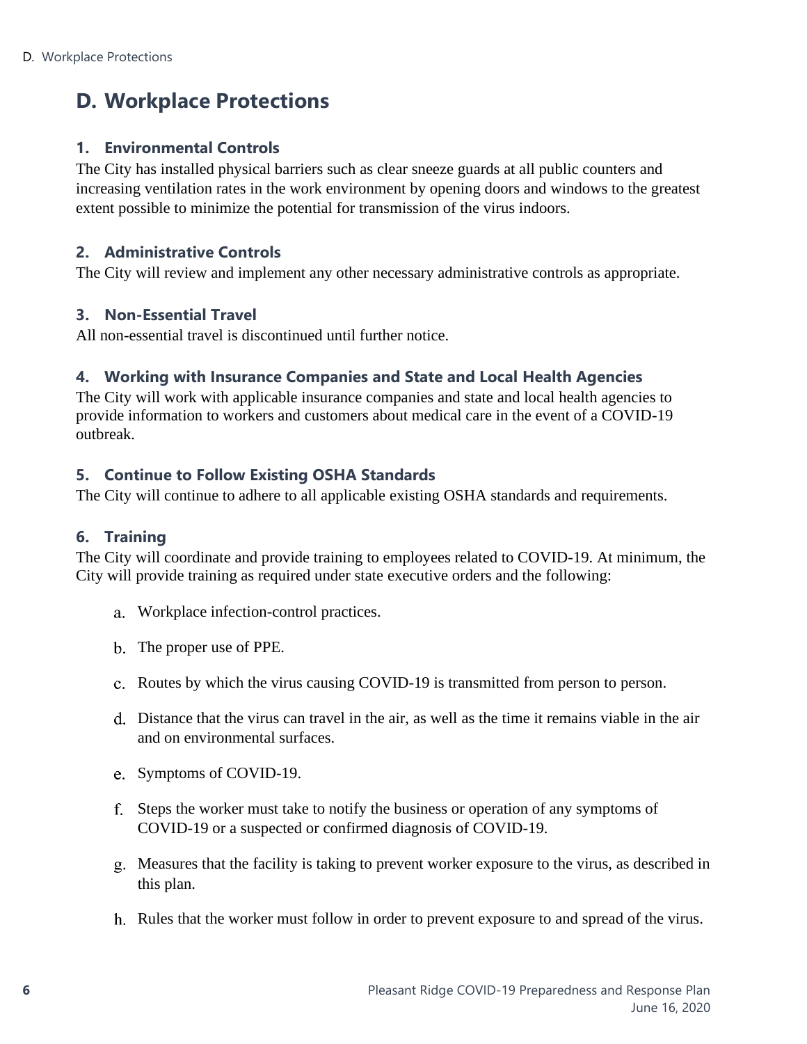# D. Workplace Protections

### 1. Environmental Controls

The City has installed physical barriers such as clear sneeze guards at all public counters and increasing ventilation rates in the work environment by opening doors and windows to the greatest extent possible to minimize the potential for transmission of the virus indoors.

### 2. Administrative Controls

The City will review and implement any other necessary administrative controls as appropriate.

### 3. Non-Essential Travel

All non-essential travel is discontinued until further notice.

### 4. Working with Insurance Companies and State and Local Health Agencies

The City will work with applicable insurance companies and state and local health agencies to provide information to workers and customers about medical care in the event of a COVID-19 outbreak.

### 5. Continue to Follow Existing OSHA Standards

The City will continue to adhere to all applicable existing OSHA standards and requirements.

### 6. Training

The City will coordinate and provide training to employees related to COVID-19. At minimum, the City will provide training as required under state executive orders and the following:

a. Workplace infection-control practices.

b. The proper use of PPE.

c. Routes by which the virus causing COVID-19 is transmitted from person to person.

d. Distance that the virus can travel in the air, as well as the time it remains viable in the air and on environmental surfaces.

e. Symptoms of COVID-19.

f. Steps the worker must take to notify the business or operation of any symptoms of COVID-19 or a suspected or confirmed diagnosis of COVID-19.

g. Measures that the facility is taking to prevent worker exposure to the virus, as described in this plan.

h. Rules that the worker must follow in order to prevent exposure to and spread of the virus.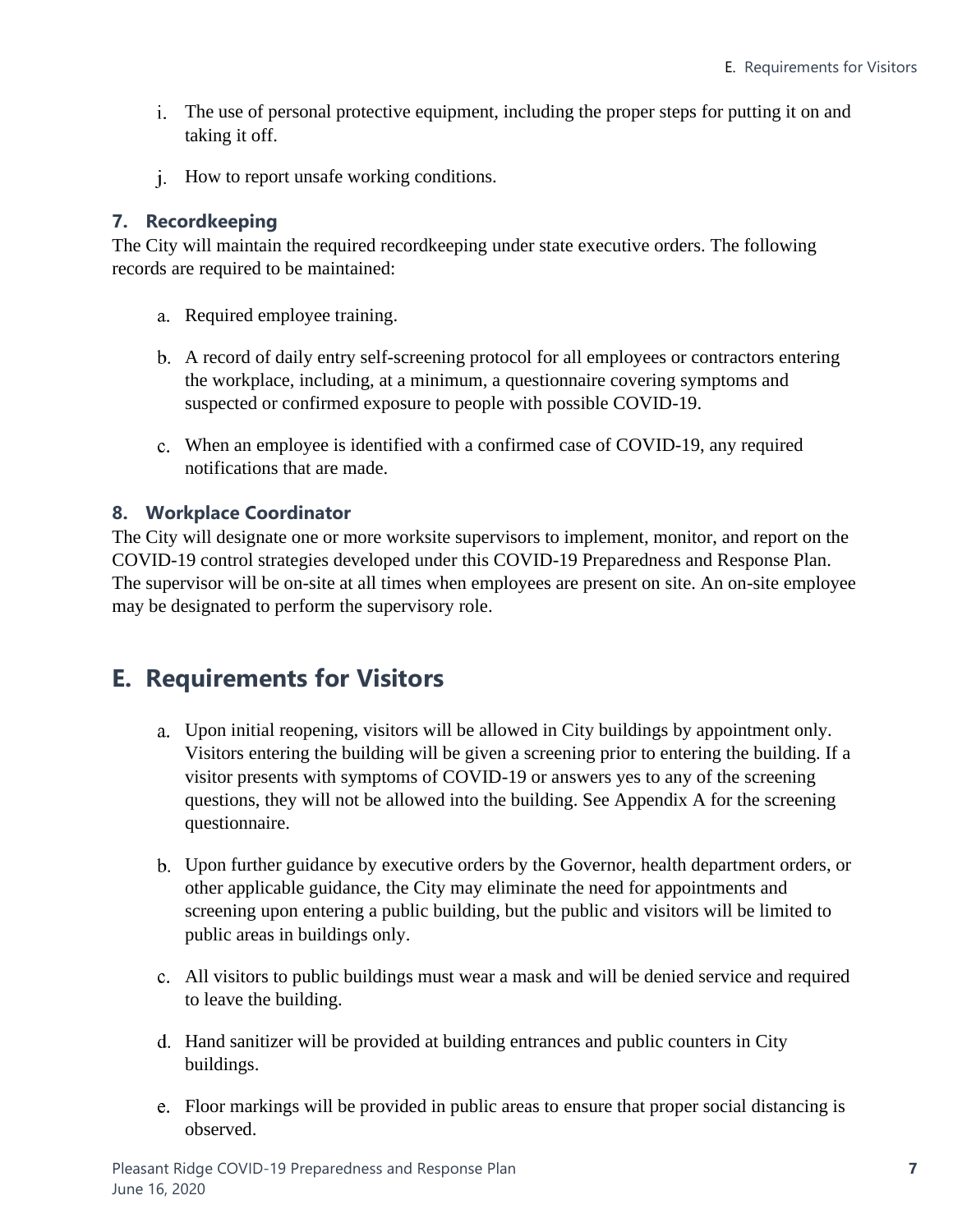i. The use of personal protective equipment, including the proper steps for putting it on and taking it off.

j. How to report unsafe working conditions.

### 7. Recordkeeping

The City will maintain the required recordkeeping under state executive orders. The following records are required to be maintained:

a. Required employee training.

b. A record of daily entry self-screening protocol for all employees or contractors entering the workplace, including, at a minimum, a questionnaire covering symptoms and suspected or confirmed exposure to people with possible COVID-19.

c. When an employee is identified with a confirmed case of COVID-19, any required notifications that are made.

### 8. Workplace Coordinator

The City will designate one or more worksite supervisors to implement, monitor, and report on the COVID-19 control strategies developed under this COVID-19 Preparedness and Response Plan. The supervisor will be on-site at all times when employees are present on site. An on-site employee may be designated to perform the supervisory role.

## E. Requirements for Visitors

a. Upon initial reopening, visitors will be allowed in City buildings by appointment only. Visitors entering the building will be given a screening prior to entering the building. If a visitor presents with symptoms of COVID-19 or answers yes to any of the screening questions, they will not be allowed into the building. See Appendix A for the screening questionnaire.

b. Upon further guidance by executive orders by the Governor, health department orders, or other applicable guidance, the City may eliminate the need for appointments and screening upon entering a public building, but the public and visitors will be limited to public areas in buildings only.

c. All visitors to public buildings must wear a mask and will be denied service and required to leave the building.

d. Hand sanitizer will be provided at building entrances and public counters in City buildings.

e. Floor markings will be provided in public areas to ensure that proper social distancing is observed.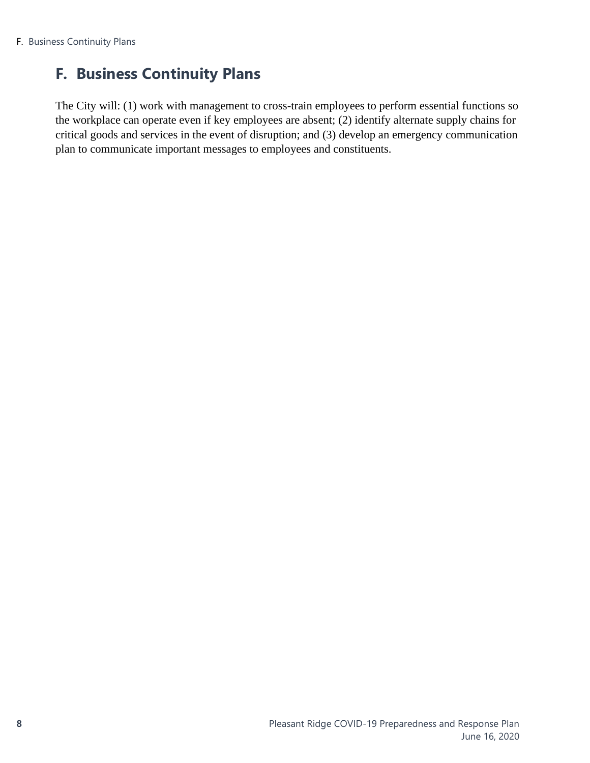## F. Business Continuity Plans

The City will: (1) work with management to cross-train employees to perform essential functions so the workplace can operate even if key employees are absent; (2) identify alternate supply chains for critical goods and services in the event of disruption; and (3) develop an emergency communication plan to communicate important messages to employees and constituents.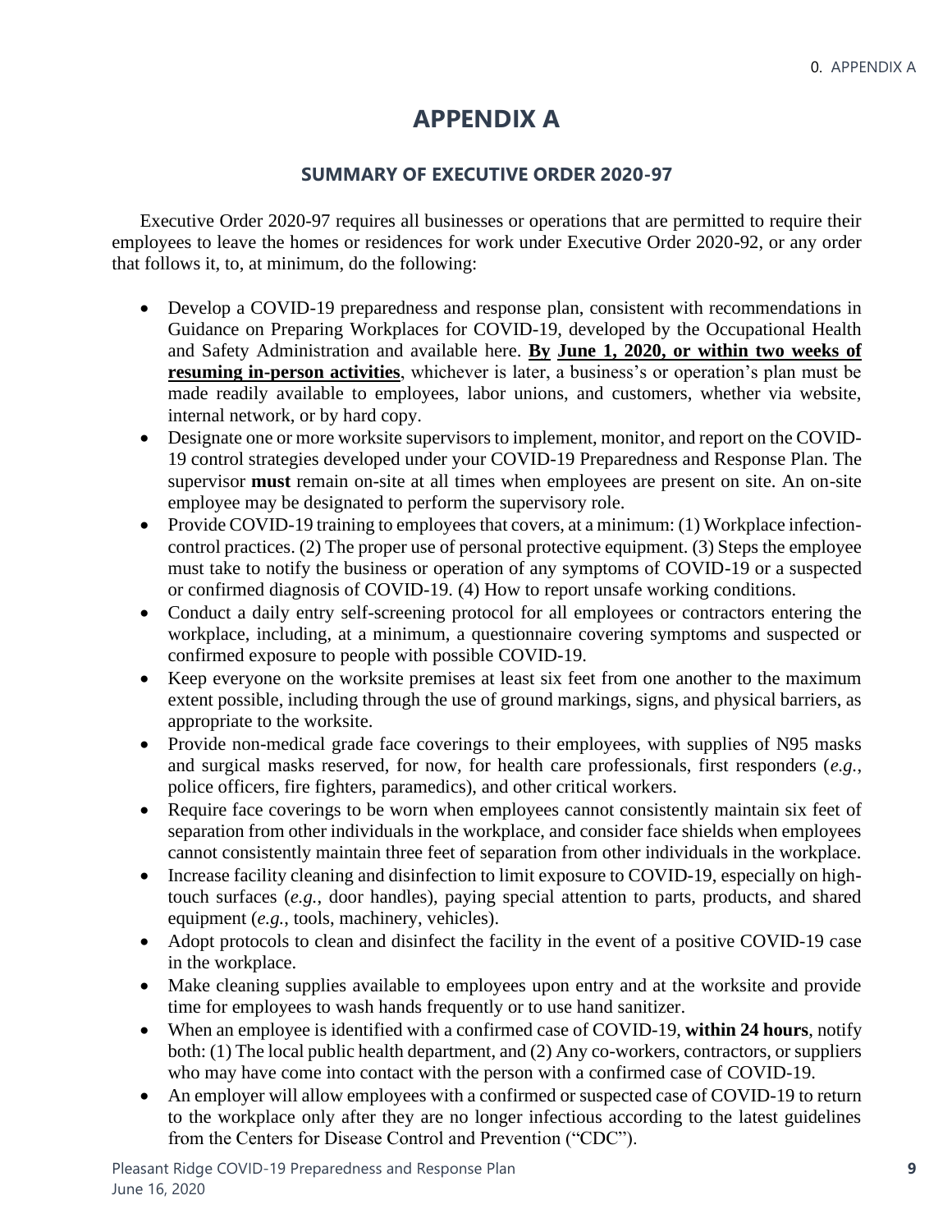# APPENDIX A

## SUMMARY OF EXECUTIVE ORDER 2020-97

Executive Order 2020-97 requires all businesses or operations that are permitted to require their employees to leave the homes or residences for work under Executive Order 2020-92, or any order that follows it, to, at minimum, do the following:

- Develop a COVID-19 preparedness and response plan, consistent with recommendations in Guidance on Preparing Workplaces for COVID-19, developed by the Occupational Health and Safety Administration and available here. **By June 1, 2020, or within two weeks of resuming in-person activities**, whichever is later, a business's or operation's plan must be made readily available to employees, labor unions, and customers, whether via website, internal network, or by hard copy.
- Designate one or more worksite supervisors to implement, monitor, and report on the COVID-19 control strategies developed under your COVID-19 Preparedness and Response Plan. The supervisor **must** remain on-site at all times when employees are present on site. An on-site employee may be designated to perform the supervisory role.
- Provide COVID-19 training to employees that covers, at a minimum: (1) Workplace infection-control practices. (2) The proper use of personal protective equipment. (3) Steps the employee must take to notify the business or operation of any symptoms of COVID-19 or a suspected or confirmed diagnosis of COVID-19. (4) How to report unsafe working conditions.
- Conduct a daily entry self-screening protocol for all employees or contractors entering the workplace, including, at a minimum, a questionnaire covering symptoms and suspected or confirmed exposure to people with possible COVID-19.
- Keep everyone on the worksite premises at least six feet from one another to the maximum extent possible, including through the use of ground markings, signs, and physical barriers, as appropriate to the worksite.
- Provide non-medical grade face coverings to their employees, with supplies of N95 masks and surgical masks reserved, for now, for health care professionals, first responders (*e.g.*, police officers, fire fighters, paramedics), and other critical workers.
- Require face coverings to be worn when employees cannot consistently maintain six feet of separation from other individuals in the workplace, and consider face shields when employees cannot consistently maintain three feet of separation from other individuals in the workplace.
- Increase facility cleaning and disinfection to limit exposure to COVID-19, especially on high-touch surfaces (*e.g.*, door handles), paying special attention to parts, products, and shared equipment (*e.g.*, tools, machinery, vehicles).
- Adopt protocols to clean and disinfect the facility in the event of a positive COVID-19 case in the workplace.
- Make cleaning supplies available to employees upon entry and at the worksite and provide time for employees to wash hands frequently or to use hand sanitizer.
- When an employee is identified with a confirmed case of COVID-19, **within 24 hours**, notify both: (1) The local public health department, and (2) Any co-workers, contractors, or suppliers who may have come into contact with the person with a confirmed case of COVID-19.
- An employer will allow employees with a confirmed or suspected case of COVID-19 to return to the workplace only after they are no longer infectious according to the latest guidelines from the Centers for Disease Control and Prevention ("CDC").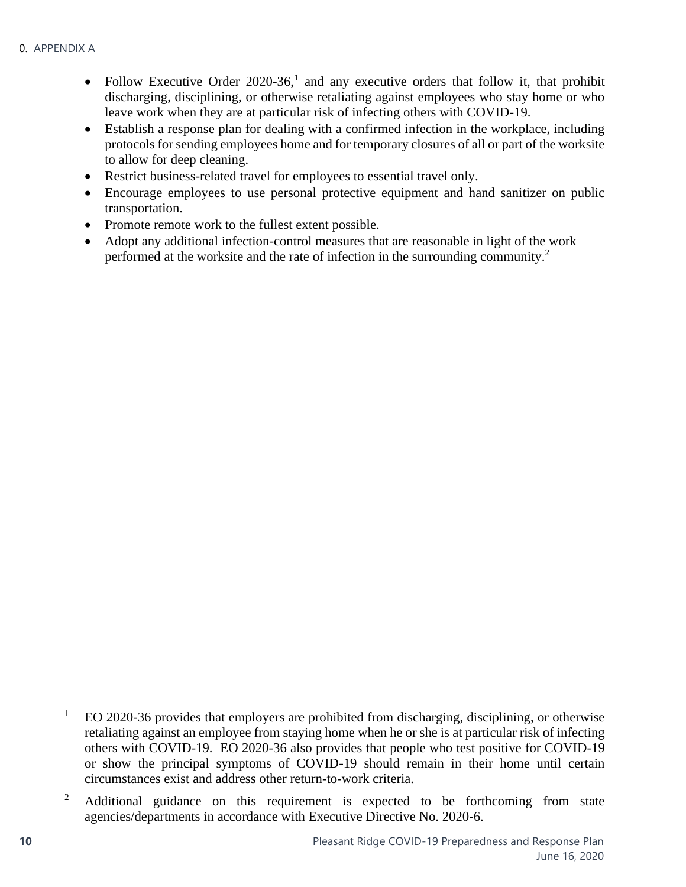- Follow Executive Order 2020-36,[1] and any executive orders that follow it, that prohibit discharging, disciplining, or otherwise retaliating against employees who stay home or who leave work when they are at particular risk of infecting others with COVID-19.
- Establish a response plan for dealing with a confirmed infection in the workplace, including protocols for sending employees home and for temporary closures of all or part of the worksite to allow for deep cleaning.
- Restrict business-related travel for employees to essential travel only.
- Encourage employees to use personal protective equipment and hand sanitizer on public transportation.
- Promote remote work to the fullest extent possible.
- Adopt any additional infection-control measures that are reasonable in light of the work performed at the worksite and the rate of infection in the surrounding community.[2]

---

[1] EO 2020-36 provides that employers are prohibited from discharging, disciplining, or otherwise retaliating against an employee from staying home when he or she is at particular risk of infecting others with COVID-19. EO 2020-36 also provides that people who test positive for COVID-19 or show the principal symptoms of COVID-19 should remain in their home until certain circumstances exist and address other return-to-work criteria.

[2] Additional guidance on this requirement is expected to be forthcoming from state agencies/departments in accordance with Executive Directive No. 2020-6.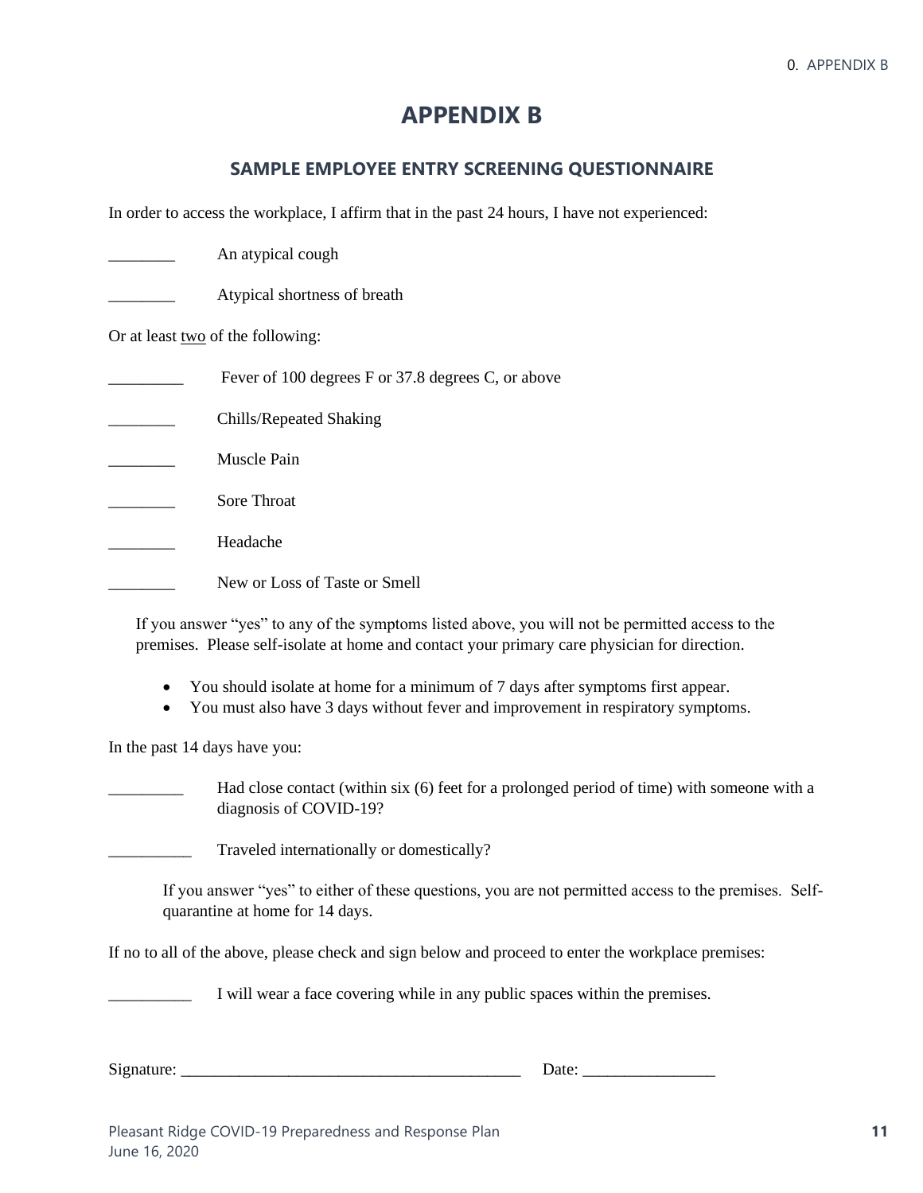# APPENDIX B

## SAMPLE EMPLOYEE ENTRY SCREENING QUESTIONNAIRE

In order to access the workplace, I affirm that in the past 24 hours, I have not experienced:

________ An atypical cough

________ Atypical shortness of breath

Or at least two of the following:

_________ Fever of 100 degrees F or 37.8 degrees C, or above

________ Chills/Repeated Shaking

________ Muscle Pain

________ Sore Throat

________ Headache

________ New or Loss of Taste or Smell

If you answer "yes" to any of the symptoms listed above, you will not be permitted access to the premises. Please self-isolate at home and contact your primary care physician for direction.

- You should isolate at home for a minimum of 7 days after symptoms first appear.
- You must also have 3 days without fever and improvement in respiratory symptoms.

In the past 14 days have you:

_________ Had close contact (within six (6) feet for a prolonged period of time) with someone with a diagnosis of COVID-19?

__________ Traveled internationally or domestically?

If you answer "yes" to either of these questions, you are not permitted access to the premises. Self-quarantine at home for 14 days.

If no to all of the above, please check and sign below and proceed to enter the workplace premises:

__________ I will wear a face covering while in any public spaces within the premises.

Signature: _________________________________________ Date: ________________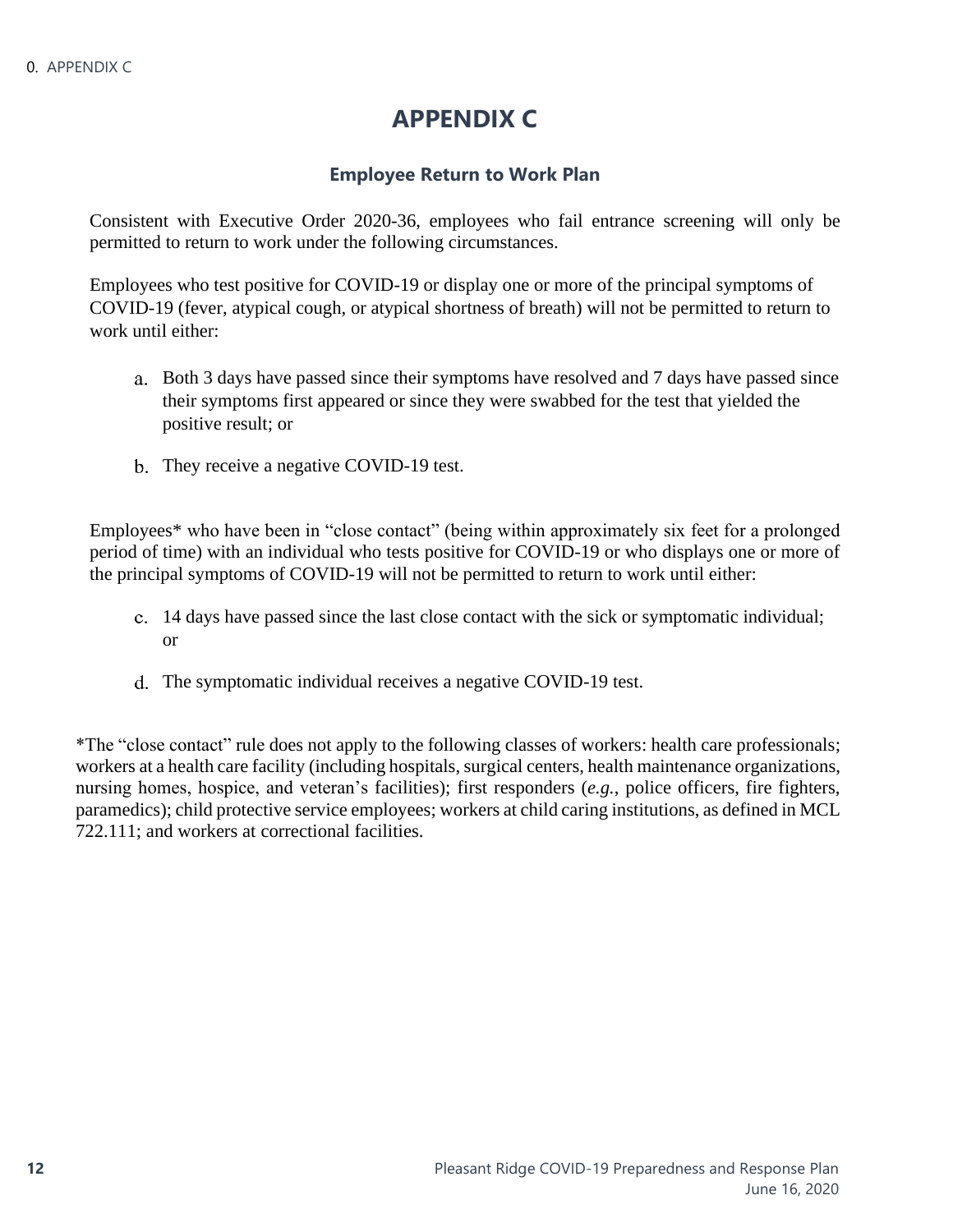# APPENDIX C

### Employee Return to Work Plan

Consistent with Executive Order 2020-36, employees who fail entrance screening will only be permitted to return to work under the following circumstances.

Employees who test positive for COVID-19 or display one or more of the principal symptoms of COVID-19 (fever, atypical cough, or atypical shortness of breath) will not be permitted to return to work until either:

a. Both 3 days have passed since their symptoms have resolved and 7 days have passed since their symptoms first appeared or since they were swabbed for the test that yielded the positive result; or

b. They receive a negative COVID-19 test.

Employees* who have been in "close contact" (being within approximately six feet for a prolonged period of time) with an individual who tests positive for COVID-19 or who displays one or more of the principal symptoms of COVID-19 will not be permitted to return to work until either:

c. 14 days have passed since the last close contact with the sick or symptomatic individual; or

d. The symptomatic individual receives a negative COVID-19 test.

*The "close contact" rule does not apply to the following classes of workers: health care professionals; workers at a health care facility (including hospitals, surgical centers, health maintenance organizations, nursing homes, hospice, and veteran's facilities); first responders (*e.g.*, police officers, fire fighters, paramedics); child protective service employees; workers at child caring institutions, as defined in MCL 722.111; and workers at correctional facilities.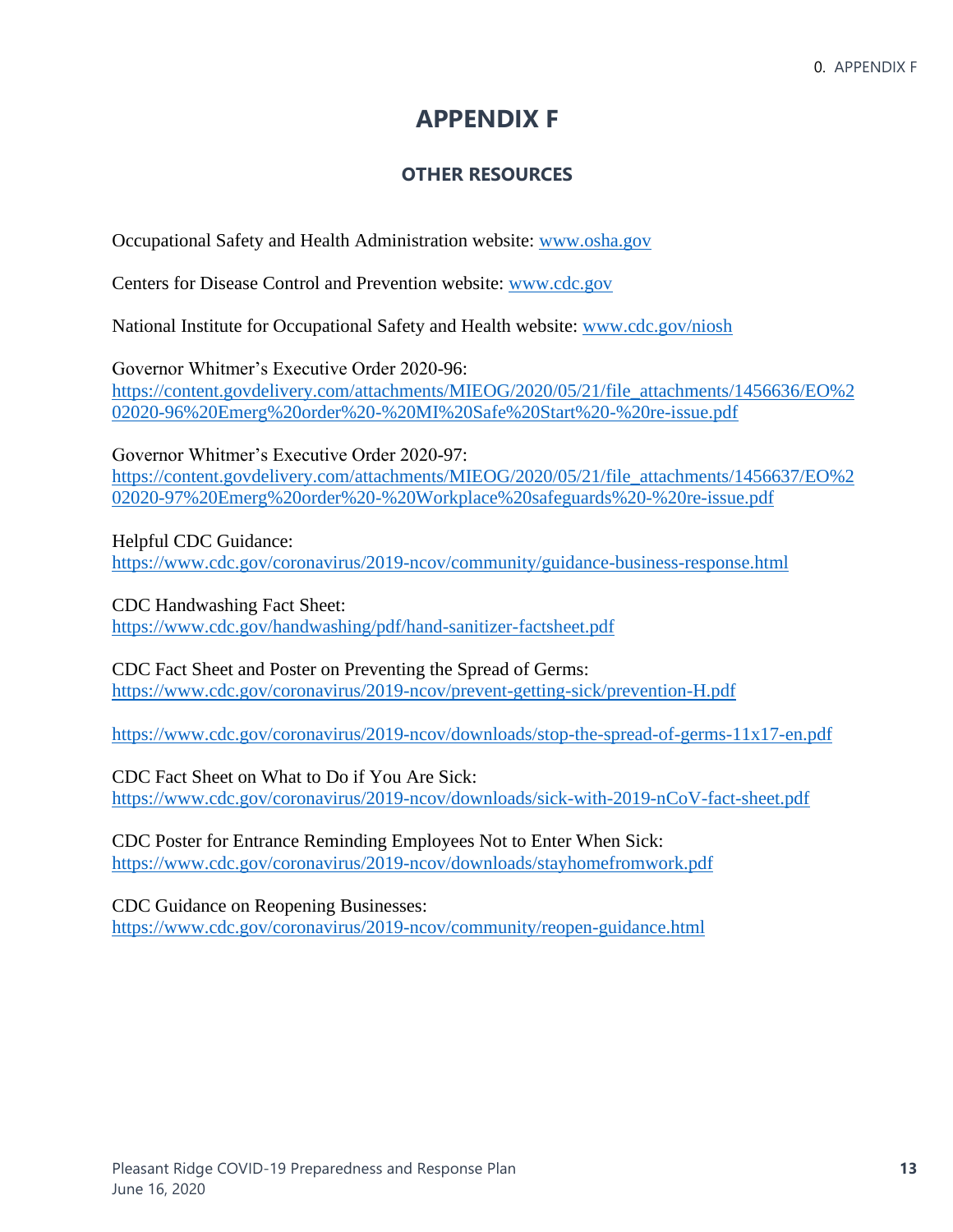# APPENDIX F

## OTHER RESOURCES

Occupational Safety and Health Administration website: [www.osha.gov](http://www.osha.gov)

Centers for Disease Control and Prevention website: [www.cdc.gov](http://www.cdc.gov)

National Institute for Occupational Safety and Health website: [www.cdc.gov/niosh](http://www.cdc.gov/niosh)

Governor Whitmer's Executive Order 2020-96:
https://content.govdelivery.com/attachments/MIEOG/2020/05/21/file_attachments/1456636/EO%202020-96%20Emerg%20order%20-%20MI%20Safe%20Start%20-%20re-issue.pdf

Governor Whitmer's Executive Order 2020-97:
https://content.govdelivery.com/attachments/MIEOG/2020/05/21/file_attachments/1456637/EO%202020-97%20Emerg%20order%20-%20Workplace%20safeguards%20-%20re-issue.pdf

Helpful CDC Guidance:
https://www.cdc.gov/coronavirus/2019-ncov/community/guidance-business-response.html

CDC Handwashing Fact Sheet:
https://www.cdc.gov/handwashing/pdf/hand-sanitizer-factsheet.pdf

CDC Fact Sheet and Poster on Preventing the Spread of Germs:
https://www.cdc.gov/coronavirus/2019-ncov/prevent-getting-sick/prevention-H.pdf

https://www.cdc.gov/coronavirus/2019-ncov/downloads/stop-the-spread-of-germs-11x17-en.pdf

CDC Fact Sheet on What to Do if You Are Sick:
https://www.cdc.gov/coronavirus/2019-ncov/downloads/sick-with-2019-nCoV-fact-sheet.pdf

CDC Poster for Entrance Reminding Employees Not to Enter When Sick:
https://www.cdc.gov/coronavirus/2019-ncov/downloads/stayhomefromwork.pdf

CDC Guidance on Reopening Businesses:
https://www.cdc.gov/coronavirus/2019-ncov/community/reopen-guidance.html